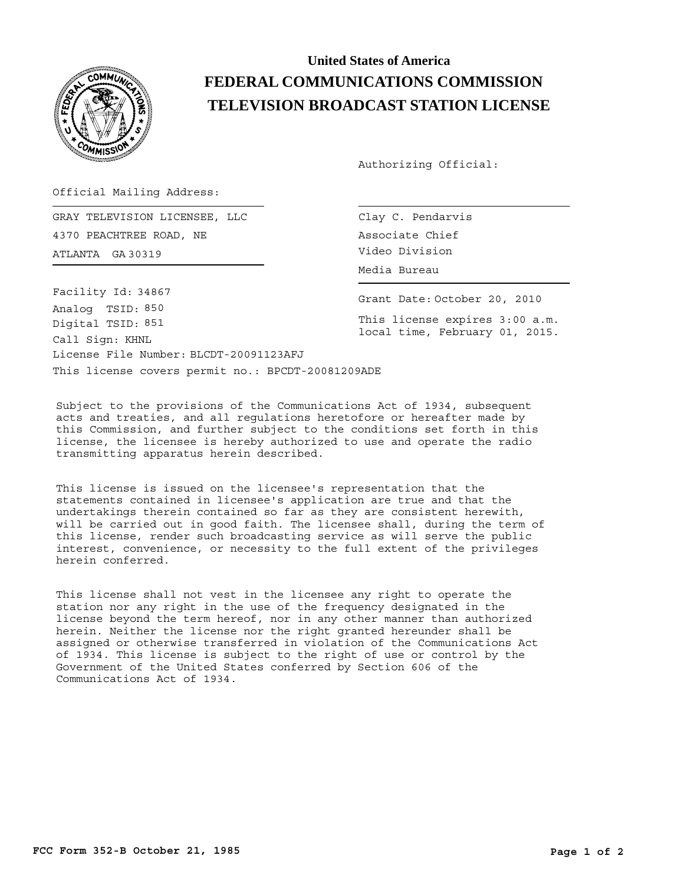# United States of America

# FEDERAL COMMUNICATIONS COMMISSION

# TELEVISION BROADCAST STATION LICENSE

Authorizing Official:

Official Mailing Address:

GRAY TELEVISION LICENSEE, LLC
4370 PEACHTREE ROAD, NE
ATLANTA GA 30319

Clay C. Pendarvis
Associate Chief
Video Division
Media Bureau

Facility Id: 34867
Analog TSID: 850
Digital TSID: 851
Call Sign: KHNL
License File Number: BLCDT-20091123AFJ

Grant Date: October 20, 2010

This license expires 3:00 a.m. local time, February 01, 2015.

This license covers permit no.: BPCDT-20081209ADE

Subject to the provisions of the Communications Act of 1934, subsequent acts and treaties, and all regulations heretofore or hereafter made by this Commission, and further subject to the conditions set forth in this license, the licensee is hereby authorized to use and operate the radio transmitting apparatus herein described.

This license is issued on the licensee's representation that the statements contained in licensee's application are true and that the undertakings therein contained so far as they are consistent herewith, will be carried out in good faith. The licensee shall, during the term of this license, render such broadcasting service as will serve the public interest, convenience, or necessity to the full extent of the privileges herein conferred.

This license shall not vest in the licensee any right to operate the station nor any right in the use of the frequency designated in the license beyond the term hereof, nor in any other manner than authorized herein. Neither the license nor the right granted hereunder shall be assigned or otherwise transferred in violation of the Communications Act of 1934. This license is subject to the right of use or control by the Government of the United States conferred by Section 606 of the Communications Act of 1934.

**FCC Form 352-B October 21, 1985**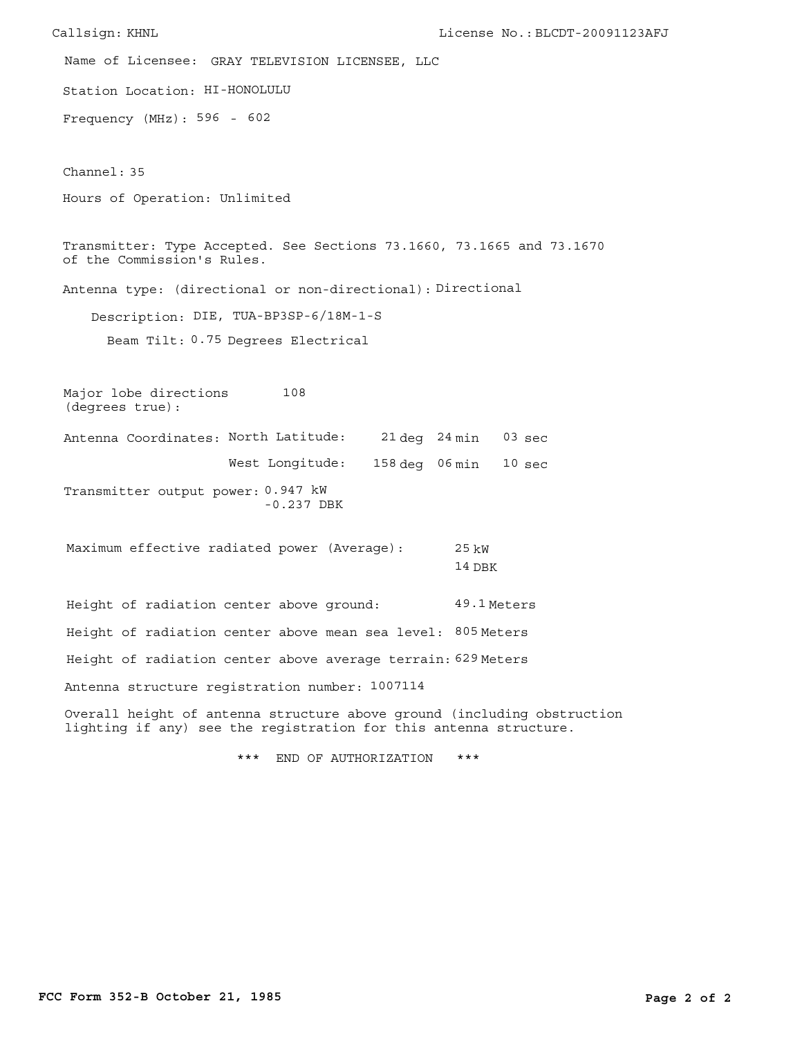Callsign: KHNL

License No.: BLCDT-20091123AFJ

Name of Licensee: GRAY TELEVISION LICENSEE, LLC

Station Location: HI-HONOLULU

Frequency (MHz): 596 - 602

Channel: 35

Hours of Operation: Unlimited

Transmitter: Type Accepted. See Sections 73.1660, 73.1665 and 73.1670 of the Commission's Rules.

Antenna type: (directional or non-directional): Directional

Description: DIE, TUA-BP3SP-6/18M-1-S

Beam Tilt: 0.75 Degrees Electrical

Major lobe directions (degrees true): 108

Antenna Coordinates: North Latitude: 21 deg 24 min 03 sec

West Longitude: 158 deg 06 min 10 sec

Transmitter output power: 0.947 kW
-0.237 DBK

Maximum effective radiated power (Average): 25 kW
14 DBK

Height of radiation center above ground: 49.1 Meters

Height of radiation center above mean sea level: 805 Meters

Height of radiation center above average terrain: 629 Meters

Antenna structure registration number: 1007114

Overall height of antenna structure above ground (including obstruction lighting if any) see the registration for this antenna structure.

*** END OF AUTHORIZATION ***

**FCC Form 352-B October 21, 1985**